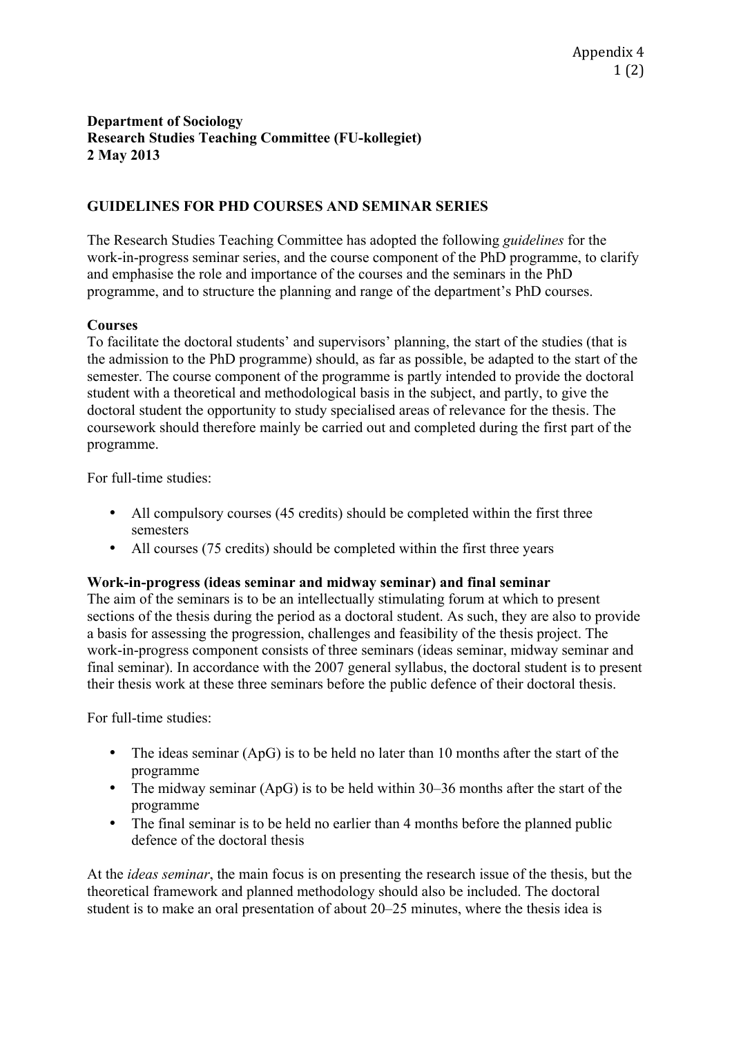**Department of Sociology**
**Research Studies Teaching Committee (FU-kollegiet)**
**2 May 2013**

## GUIDELINES FOR PHD COURSES AND SEMINAR SERIES

The Research Studies Teaching Committee has adopted the following *guidelines* for the work-in-progress seminar series, and the course component of the PhD programme, to clarify and emphasise the role and importance of the courses and the seminars in the PhD programme, and to structure the planning and range of the department's PhD courses.

### Courses

To facilitate the doctoral students' and supervisors' planning, the start of the studies (that is the admission to the PhD programme) should, as far as possible, be adapted to the start of the semester. The course component of the programme is partly intended to provide the doctoral student with a theoretical and methodological basis in the subject, and partly, to give the doctoral student the opportunity to study specialised areas of relevance for the thesis. The coursework should therefore mainly be carried out and completed during the first part of the programme.

For full-time studies:

- All compulsory courses (45 credits) should be completed within the first three semesters
- All courses (75 credits) should be completed within the first three years

### Work-in-progress (ideas seminar and midway seminar) and final seminar

The aim of the seminars is to be an intellectually stimulating forum at which to present sections of the thesis during the period as a doctoral student. As such, they are also to provide a basis for assessing the progression, challenges and feasibility of the thesis project. The work-in-progress component consists of three seminars (ideas seminar, midway seminar and final seminar). In accordance with the 2007 general syllabus, the doctoral student is to present their thesis work at these three seminars before the public defence of their doctoral thesis.

For full-time studies:

- The ideas seminar (ApG) is to be held no later than 10 months after the start of the programme
- The midway seminar (ApG) is to be held within 30–36 months after the start of the programme
- The final seminar is to be held no earlier than 4 months before the planned public defence of the doctoral thesis

At the *ideas seminar*, the main focus is on presenting the research issue of the thesis, but the theoretical framework and planned methodology should also be included. The doctoral student is to make an oral presentation of about 20–25 minutes, where the thesis idea is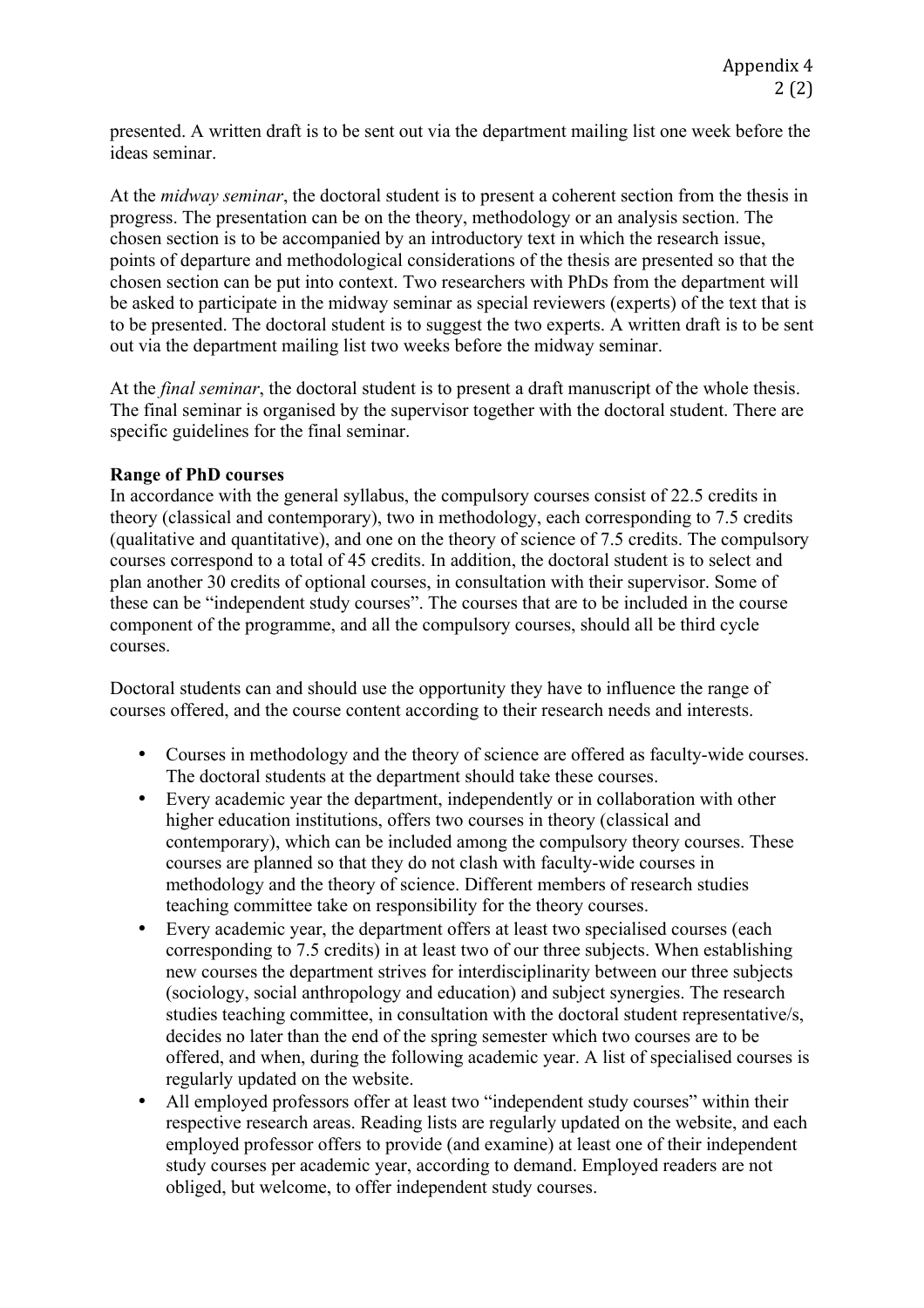presented. A written draft is to be sent out via the department mailing list one week before the ideas seminar.

At the *midway seminar*, the doctoral student is to present a coherent section from the thesis in progress. The presentation can be on the theory, methodology or an analysis section. The chosen section is to be accompanied by an introductory text in which the research issue, points of departure and methodological considerations of the thesis are presented so that the chosen section can be put into context. Two researchers with PhDs from the department will be asked to participate in the midway seminar as special reviewers (experts) of the text that is to be presented. The doctoral student is to suggest the two experts. A written draft is to be sent out via the department mailing list two weeks before the midway seminar.

At the *final seminar*, the doctoral student is to present a draft manuscript of the whole thesis. The final seminar is organised by the supervisor together with the doctoral student. There are specific guidelines for the final seminar.

**Range of PhD courses**

In accordance with the general syllabus, the compulsory courses consist of 22.5 credits in theory (classical and contemporary), two in methodology, each corresponding to 7.5 credits (qualitative and quantitative), and one on the theory of science of 7.5 credits. The compulsory courses correspond to a total of 45 credits. In addition, the doctoral student is to select and plan another 30 credits of optional courses, in consultation with their supervisor. Some of these can be "independent study courses". The courses that are to be included in the course component of the programme, and all the compulsory courses, should all be third cycle courses.

Doctoral students can and should use the opportunity they have to influence the range of courses offered, and the course content according to their research needs and interests.

- Courses in methodology and the theory of science are offered as faculty-wide courses. The doctoral students at the department should take these courses.
- Every academic year the department, independently or in collaboration with other higher education institutions, offers two courses in theory (classical and contemporary), which can be included among the compulsory theory courses. These courses are planned so that they do not clash with faculty-wide courses in methodology and the theory of science. Different members of research studies teaching committee take on responsibility for the theory courses.
- Every academic year, the department offers at least two specialised courses (each corresponding to 7.5 credits) in at least two of our three subjects. When establishing new courses the department strives for interdisciplinarity between our three subjects (sociology, social anthropology and education) and subject synergies. The research studies teaching committee, in consultation with the doctoral student representative/s, decides no later than the end of the spring semester which two courses are to be offered, and when, during the following academic year. A list of specialised courses is regularly updated on the website.
- All employed professors offer at least two "independent study courses" within their respective research areas. Reading lists are regularly updated on the website, and each employed professor offers to provide (and examine) at least one of their independent study courses per academic year, according to demand. Employed readers are not obliged, but welcome, to offer independent study courses.